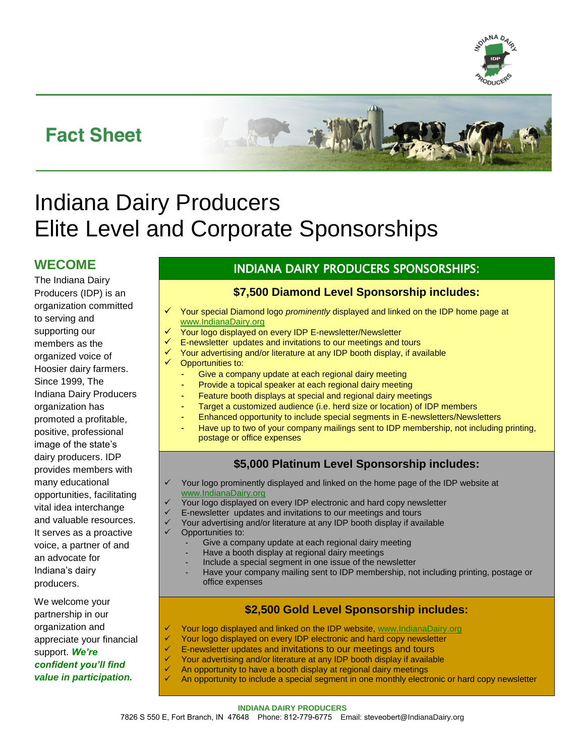## Fact Sheet

# Indiana Dairy Producers
# Elite Level and Corporate Sponsorships

## WECOME

The Indiana Dairy Producers (IDP) is an organization committed to serving and supporting our members as the organized voice of Hoosier dairy farmers. Since 1999, The Indiana Dairy Producers organization has promoted a profitable, positive, professional image of the state's dairy producers. IDP provides members with many educational opportunities, facilitating vital idea interchange and valuable resources. It serves as a proactive voice, a partner of and an advocate for Indiana's dairy producers.

We welcome your partnership in our organization and appreciate your financial support. ***We're confident you'll find value in participation.***

## INDIANA DAIRY PRODUCERS SPONSORSHIPS:

### $7,500 Diamond Level Sponsorship includes:

- ✓ Your special Diamond logo *prominently* displayed and linked on the IDP home page at www.IndianaDairy.org
- ✓ Your logo displayed on every IDP E-newsletter/Newsletter
- ✓ E-newsletter updates and invitations to our meetings and tours
- ✓ Your advertising and/or literature at any IDP booth display, if available
- ✓ Opportunities to:
  - Give a company update at each regional dairy meeting
  - Provide a topical speaker at each regional dairy meeting
  - Feature booth displays at special and regional dairy meetings
  - Target a customized audience (i.e. herd size or location) of IDP members
  - Enhanced opportunity to include special segments in E-newsletters/Newsletters
  - Have up to two of your company mailings sent to IDP membership, not including printing, postage or office expenses

### $5,000 Platinum Level Sponsorship includes:

- ✓ Your logo prominently displayed and linked on the home page of the IDP website at www.IndianaDairy.org
- ✓ Your logo displayed on every IDP electronic and hard copy newsletter
- ✓ E-newsletter updates and invitations to our meetings and tours
- ✓ Your advertising and/or literature at any IDP booth display if available
- ✓ Opportunities to:
  - Give a company update at each regional dairy meeting
  - Have a booth display at regional dairy meetings
  - Include a special segment in one issue of the newsletter
  - Have your company mailing sent to IDP membership, not including printing, postage or office expenses

### $2,500 Gold Level Sponsorship includes:

- ✓ Your logo displayed and linked on the IDP website, www.IndianaDairy.org
- ✓ Your logo displayed on every IDP electronic and hard copy newsletter
- ✓ E-newsletter updates and invitations to our meetings and tours
- ✓ Your advertising and/or literature at any IDP booth display if available
- ✓ An opportunity to have a booth display at regional dairy meetings
- ✓ An opportunity to include a special segment in one monthly electronic or hard copy newsletter

**INDIANA DAIRY PRODUCERS**
7826 S 550 E, Fort Branch, IN 47648 Phone: 812-779-6775 Email: steveobert@IndianaDairy.org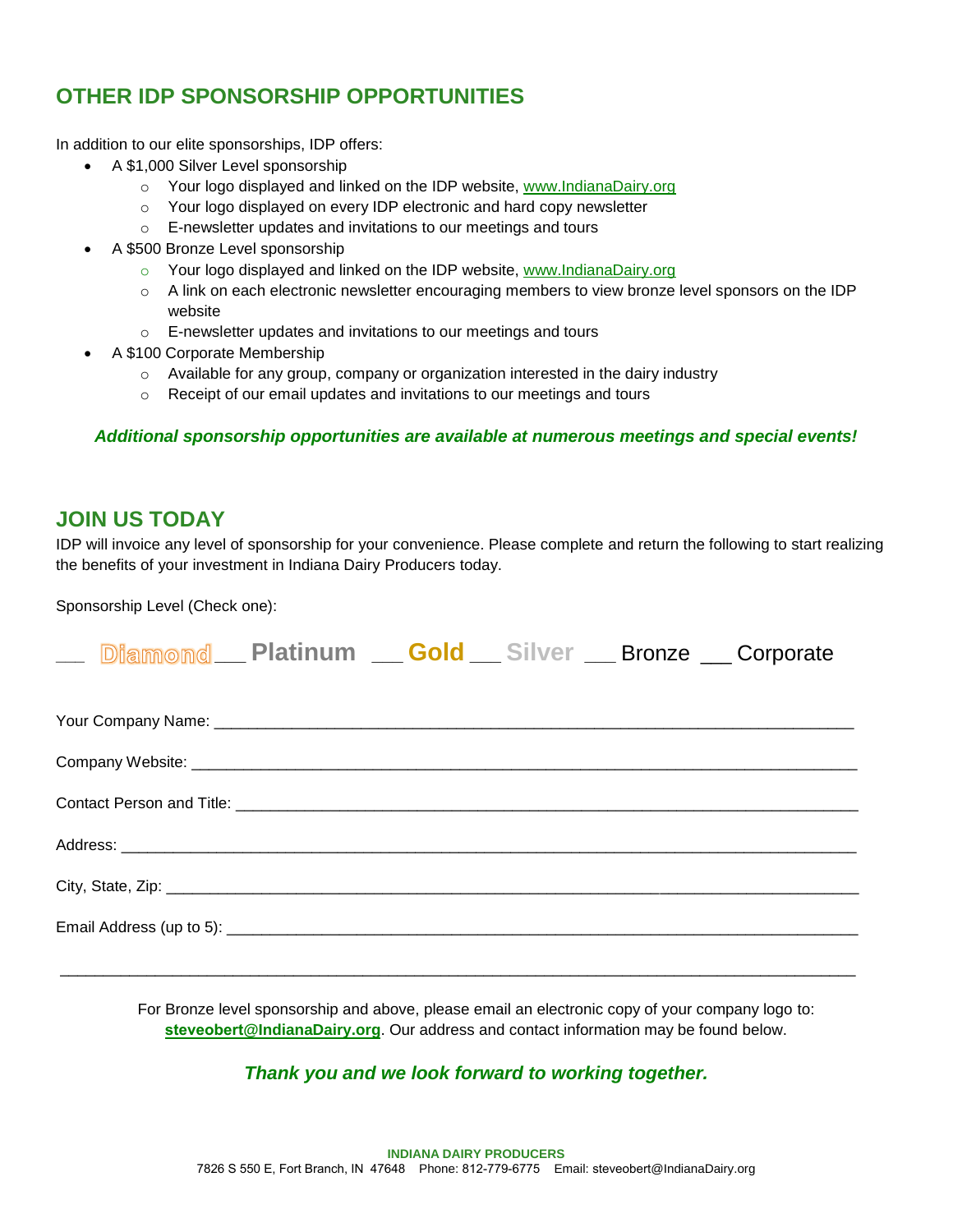## OTHER IDP SPONSORSHIP OPPORTUNITIES

In addition to our elite sponsorships, IDP offers:

- A $1,000 Silver Level sponsorship
  - Your logo displayed and linked on the IDP website, www.IndianaDairy.org
  - Your logo displayed on every IDP electronic and hard copy newsletter
  - E-newsletter updates and invitations to our meetings and tours
- A $500 Bronze Level sponsorship
  - Your logo displayed and linked on the IDP website, www.IndianaDairy.org
  - A link on each electronic newsletter encouraging members to view bronze level sponsors on the IDP website
  - E-newsletter updates and invitations to our meetings and tours
- A $100 Corporate Membership
  - Available for any group, company or organization interested in the dairy industry
  - Receipt of our email updates and invitations to our meetings and tours

***Additional sponsorship opportunities are available at numerous meetings and special events!***

## JOIN US TODAY

IDP will invoice any level of sponsorship for your convenience. Please complete and return the following to start realizing the benefits of your investment in Indiana Dairy Producers today.

Sponsorship Level (Check one):

___ **Diamond** ___ **Platinum** ___ **Gold** ___ **Silver** ___ Bronze ___ Corporate

Your Company Name: ______________________________________________________________

Company Website: ________________________________________________________________

Contact Person and Title: __________________________________________________________

Address: _______________________________________________________________________

City, State, Zip: _________________________________________________________________

Email Address (up to 5): ___________________________________________________________

___________________________________________________________________________________

For Bronze level sponsorship and above, please email an electronic copy of your company logo to: **steveobert@IndianaDairy.org**. Our address and contact information may be found below.

***Thank you and we look forward to working together.***

**INDIANA DAIRY PRODUCERS**
7826 S 550 E, Fort Branch, IN 47648 Phone: 812-779-6775 Email: steveobert@IndianaDairy.org